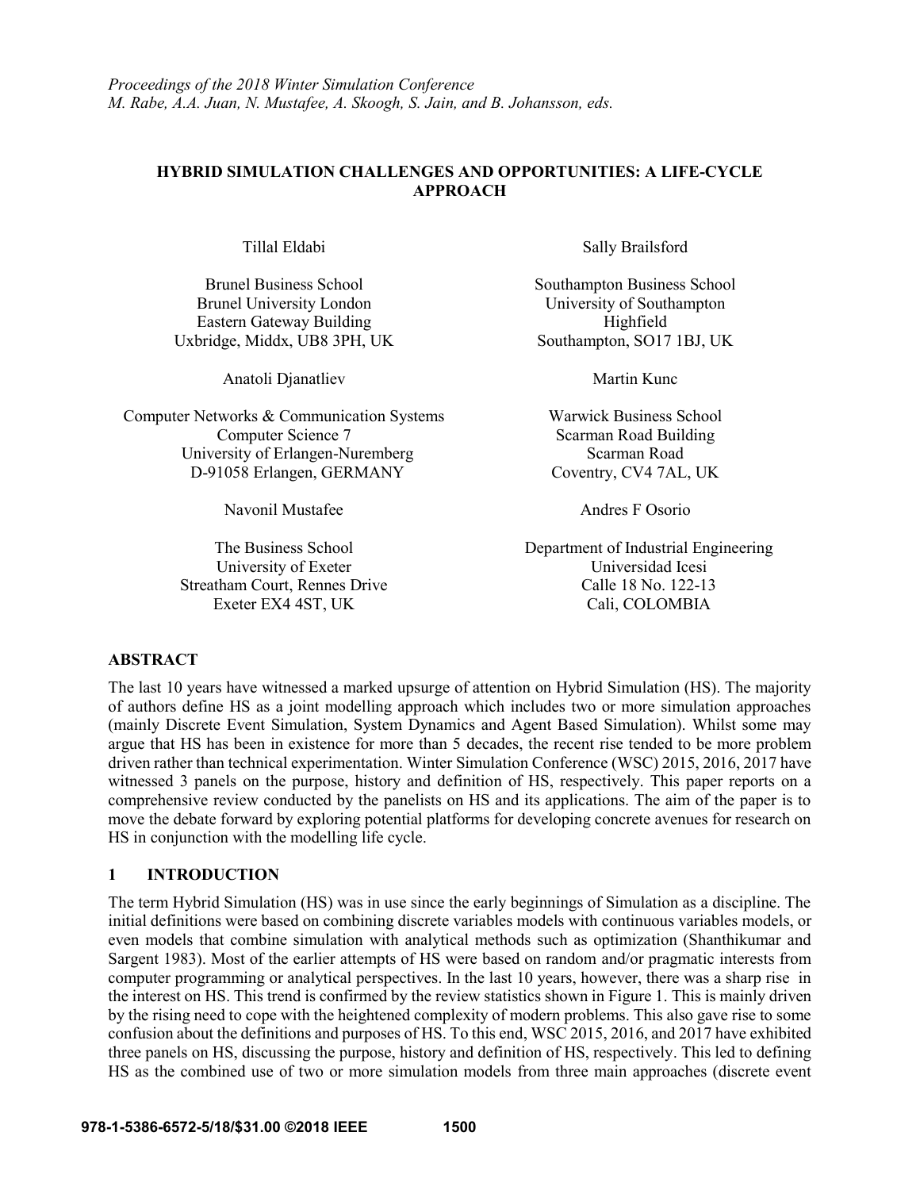*Proceedings of the 2018 Winter Simulation Conference*
*M. Rabe, A.A. Juan, N. Mustafee, A. Skoogh, S. Jain, and B. Johansson, eds.*

# HYBRID SIMULATION CHALLENGES AND OPPORTUNITIES: A LIFE-CYCLE APPROACH

Tillal Eldabi

Brunel Business School
Brunel University London
Eastern Gateway Building
Uxbridge, Middx, UB8 3PH, UK

Sally Brailsford

Southampton Business School
University of Southampton
Highfield
Southampton, SO17 1BJ, UK

Anatoli Djanatliev

Computer Networks & Communication Systems
Computer Science 7
University of Erlangen-Nuremberg
D-91058 Erlangen, GERMANY

Martin Kunc

Warwick Business School
Scarman Road Building
Scarman Road
Coventry, CV4 7AL, UK

Navonil Mustafee

The Business School
University of Exeter
Streatham Court, Rennes Drive
Exeter EX4 4ST, UK

Andres F Osorio

Department of Industrial Engineering
Universidad Icesi
Calle 18 No. 122-13
Cali, COLOMBIA

## ABSTRACT

The last 10 years have witnessed a marked upsurge of attention on Hybrid Simulation (HS). The majority of authors define HS as a joint modelling approach which includes two or more simulation approaches (mainly Discrete Event Simulation, System Dynamics and Agent Based Simulation). Whilst some may argue that HS has been in existence for more than 5 decades, the recent rise tended to be more problem driven rather than technical experimentation. Winter Simulation Conference (WSC) 2015, 2016, 2017 have witnessed 3 panels on the purpose, history and definition of HS, respectively. This paper reports on a comprehensive review conducted by the panelists on HS and its applications. The aim of the paper is to move the debate forward by exploring potential platforms for developing concrete avenues for research on HS in conjunction with the modelling life cycle.

## 1 INTRODUCTION

The term Hybrid Simulation (HS) was in use since the early beginnings of Simulation as a discipline. The initial definitions were based on combining discrete variables models with continuous variables models, or even models that combine simulation with analytical methods such as optimization (Shanthikumar and Sargent 1983). Most of the earlier attempts of HS were based on random and/or pragmatic interests from computer programming or analytical perspectives. In the last 10 years, however, there was a sharp rise in the interest on HS. This trend is confirmed by the review statistics shown in Figure 1. This is mainly driven by the rising need to cope with the heightened complexity of modern problems. This also gave rise to some confusion about the definitions and purposes of HS. To this end, WSC 2015, 2016, and 2017 have exhibited three panels on HS, discussing the purpose, history and definition of HS, respectively. This led to defining HS as the combined use of two or more simulation models from three main approaches (discrete event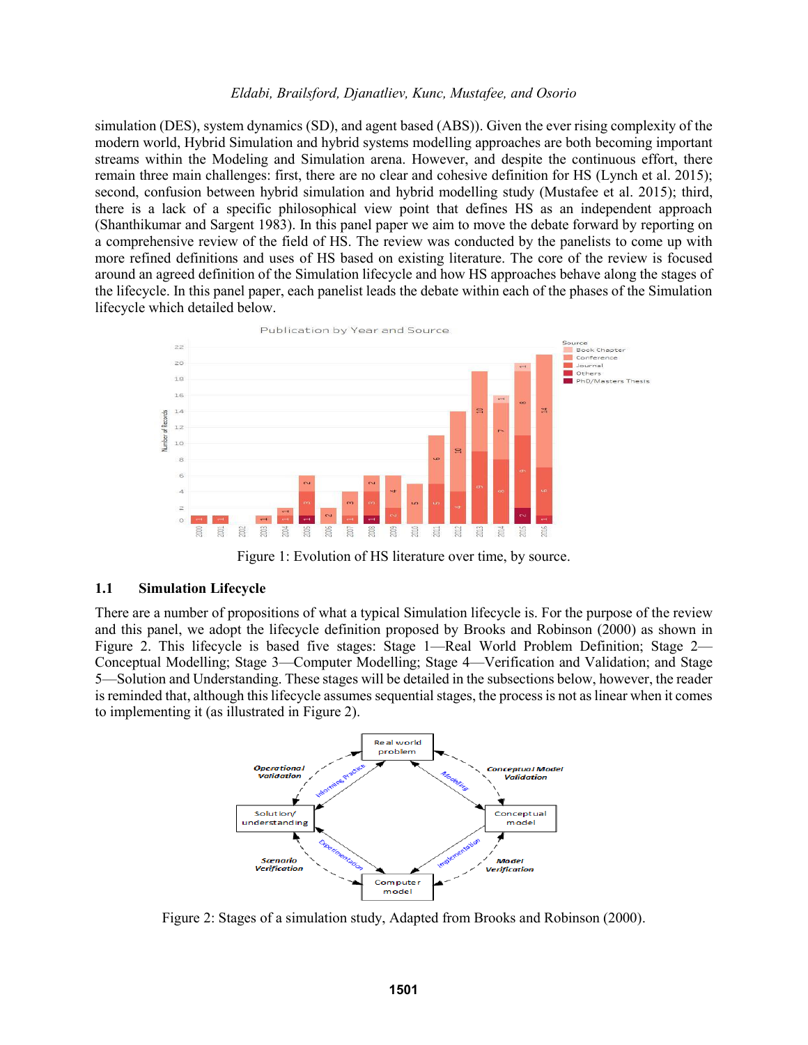simulation (DES), system dynamics (SD), and agent based (ABS)). Given the ever rising complexity of the modern world, Hybrid Simulation and hybrid systems modelling approaches are both becoming important streams within the Modeling and Simulation arena. However, and despite the continuous effort, there remain three main challenges: first, there are no clear and cohesive definition for HS (Lynch et al. 2015); second, confusion between hybrid simulation and hybrid modelling study (Mustafee et al. 2015); third, there is a lack of a specific philosophical view point that defines HS as an independent approach (Shanthikumar and Sargent 1983). In this panel paper we aim to move the debate forward by reporting on a comprehensive review of the field of HS. The review was conducted by the panelists to come up with more refined definitions and uses of HS based on existing literature. The core of the review is focused around an agreed definition of the Simulation lifecycle and how HS approaches behave along the stages of the lifecycle. In this panel paper, each panelist leads the debate within each of the phases of the Simulation lifecycle which detailed below.

Figure 1: Evolution of HS literature over time, by source.

### 1.1 Simulation Lifecycle

There are a number of propositions of what a typical Simulation lifecycle is. For the purpose of the review and this panel, we adopt the lifecycle definition proposed by Brooks and Robinson (2000) as shown in Figure 2. This lifecycle is based five stages: Stage 1—Real World Problem Definition; Stage 2—Conceptual Modelling; Stage 3—Computer Modelling; Stage 4—Verification and Validation; and Stage 5—Solution and Understanding. These stages will be detailed in the subsections below, however, the reader is reminded that, although this lifecycle assumes sequential stages, the process is not as linear when it comes to implementing it (as illustrated in Figure 2).

Figure 2: Stages of a simulation study, Adapted from Brooks and Robinson (2000).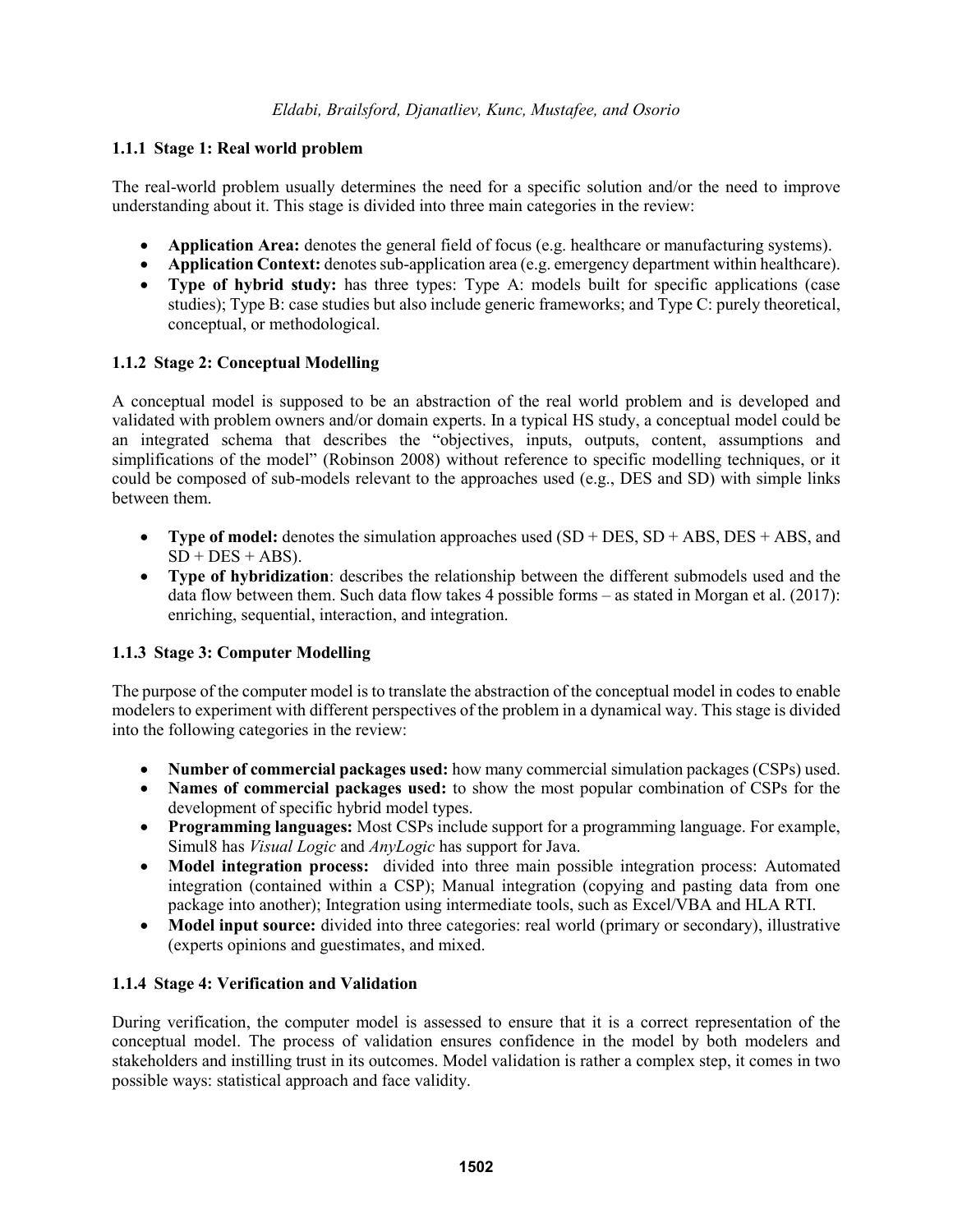### 1.1.1 Stage 1: Real world problem

The real-world problem usually determines the need for a specific solution and/or the need to improve understanding about it. This stage is divided into three main categories in the review:

- **Application Area:** denotes the general field of focus (e.g. healthcare or manufacturing systems).
- **Application Context:** denotes sub-application area (e.g. emergency department within healthcare).
- **Type of hybrid study:** has three types: Type A: models built for specific applications (case studies); Type B: case studies but also include generic frameworks; and Type C: purely theoretical, conceptual, or methodological.

### 1.1.2 Stage 2: Conceptual Modelling

A conceptual model is supposed to be an abstraction of the real world problem and is developed and validated with problem owners and/or domain experts. In a typical HS study, a conceptual model could be an integrated schema that describes the "objectives, inputs, outputs, content, assumptions and simplifications of the model" (Robinson 2008) without reference to specific modelling techniques, or it could be composed of sub-models relevant to the approaches used (e.g., DES and SD) with simple links between them.

- **Type of model:** denotes the simulation approaches used (SD + DES, SD + ABS, DES + ABS, and SD + DES + ABS).
- **Type of hybridization**: describes the relationship between the different submodels used and the data flow between them. Such data flow takes 4 possible forms – as stated in Morgan et al. (2017): enriching, sequential, interaction, and integration.

### 1.1.3 Stage 3: Computer Modelling

The purpose of the computer model is to translate the abstraction of the conceptual model in codes to enable modelers to experiment with different perspectives of the problem in a dynamical way. This stage is divided into the following categories in the review:

- **Number of commercial packages used:** how many commercial simulation packages (CSPs) used.
- **Names of commercial packages used:** to show the most popular combination of CSPs for the development of specific hybrid model types.
- **Programming languages:** Most CSPs include support for a programming language. For example, Simul8 has *Visual Logic* and *AnyLogic* has support for Java.
- **Model integration process:** divided into three main possible integration process: Automated integration (contained within a CSP); Manual integration (copying and pasting data from one package into another); Integration using intermediate tools, such as Excel/VBA and HLA RTI.
- **Model input source:** divided into three categories: real world (primary or secondary), illustrative (experts opinions and guestimates, and mixed.

### 1.1.4 Stage 4: Verification and Validation

During verification, the computer model is assessed to ensure that it is a correct representation of the conceptual model. The process of validation ensures confidence in the model by both modelers and stakeholders and instilling trust in its outcomes. Model validation is rather a complex step, it comes in two possible ways: statistical approach and face validity.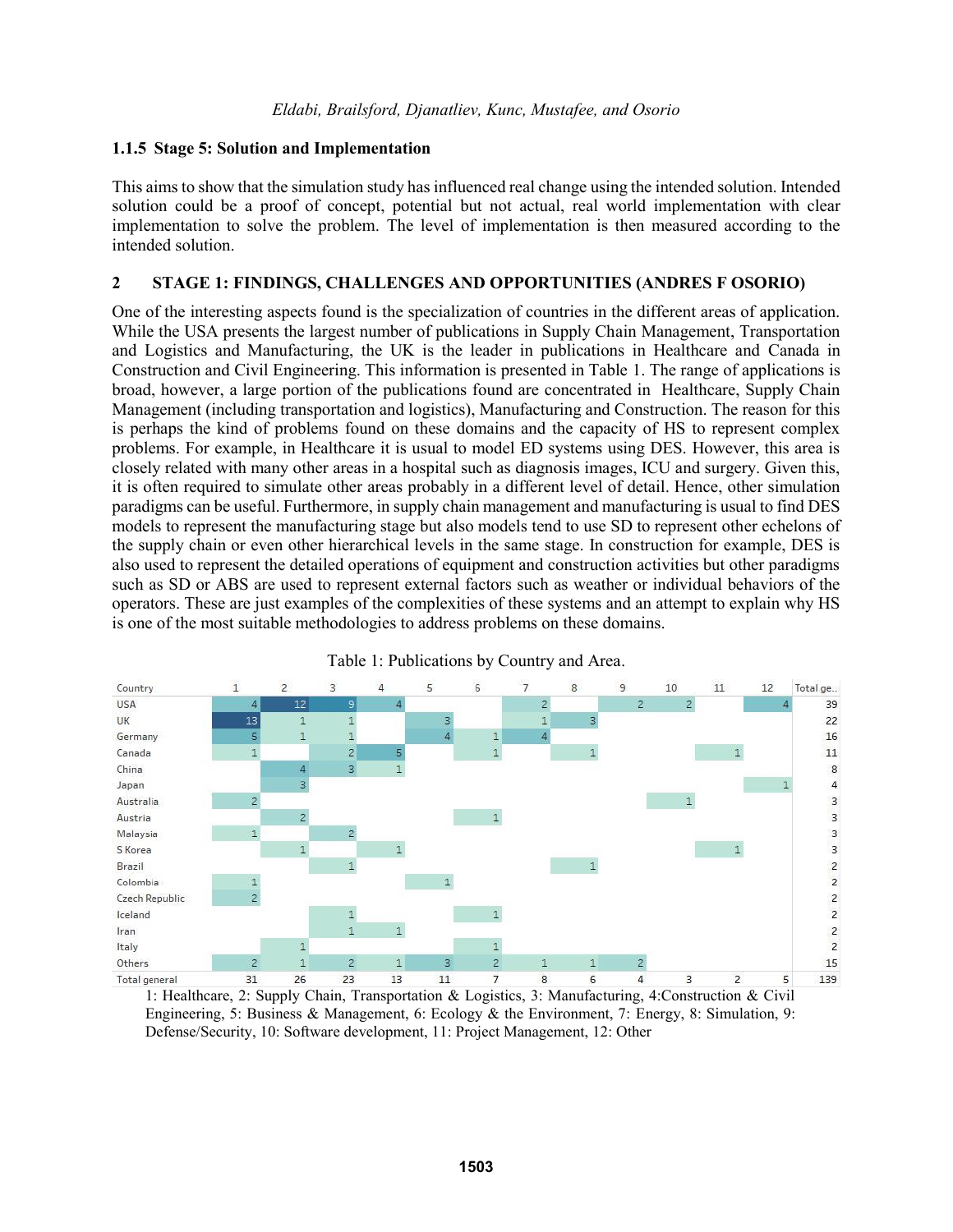### 1.1.5 Stage 5: Solution and Implementation

This aims to show that the simulation study has influenced real change using the intended solution. Intended solution could be a proof of concept, potential but not actual, real world implementation with clear implementation to solve the problem. The level of implementation is then measured according to the intended solution.

## 2 STAGE 1: FINDINGS, CHALLENGES AND OPPORTUNITIES (ANDRES F OSORIO)

One of the interesting aspects found is the specialization of countries in the different areas of application. While the USA presents the largest number of publications in Supply Chain Management, Transportation and Logistics and Manufacturing, the UK is the leader in publications in Healthcare and Canada in Construction and Civil Engineering. This information is presented in Table 1. The range of applications is broad, however, a large portion of the publications found are concentrated in Healthcare, Supply Chain Management (including transportation and logistics), Manufacturing and Construction. The reason for this is perhaps the kind of problems found on these domains and the capacity of HS to represent complex problems. For example, in Healthcare it is usual to model ED systems using DES. However, this area is closely related with many other areas in a hospital such as diagnosis images, ICU and surgery. Given this, it is often required to simulate other areas probably in a different level of detail. Hence, other simulation paradigms can be useful. Furthermore, in supply chain management and manufacturing is usual to find DES models to represent the manufacturing stage but also models tend to use SD to represent other echelons of the supply chain or even other hierarchical levels in the same stage. In construction for example, DES is also used to represent the detailed operations of equipment and construction activities but other paradigms such as SD or ABS are used to represent external factors such as weather or individual behaviors of the operators. These are just examples of the complexities of these systems and an attempt to explain why HS is one of the most suitable methodologies to address problems on these domains.

Table 1: Publications by Country and Area.

| Country | 1 | 2 | 3 | 4 | 5 | 6 | 7 | 8 | 9 | 10 | 11 | 12 | Total ge.. |
|---|---|---|---|---|---|---|---|---|---|---|---|---|---|
| USA | 4 | 12 | 9 | 4 | | | 2 | | 2 | 2 | | 4 | 39 |
| UK | 13 | 1 | 1 | | 3 | | 1 | 3 | | | | | 22 |
| Germany | 5 | 1 | 1 | | 4 | 1 | 4 | | | | | | 16 |
| Canada | 1 | | 2 | 5 | | 1 | | 1 | | | 1 | | 11 |
| China | | 4 | 3 | 1 | | | | | | | | | 8 |
| Japan | | 3 | | | | | | | | | | 1 | 4 |
| Australia | 2 | | | | | | | | | 1 | | | 3 |
| Austria | | 2 | | | | 1 | | | | | | | 3 |
| Malaysia | 1 | | 2 | | | | | | | | | | 3 |
| S Korea | | 1 | | 1 | | | | | | | 1 | | 3 |
| Brazil | | | 1 | | | | | 1 | | | | | 2 |
| Colombia | 1 | | | | 1 | | | | | | | | 2 |
| Czech Republic | 2 | | | | | | | | | | | | 2 |
| Iceland | | | 1 | | | 1 | | | | | | | 2 |
| Iran | | | 1 | 1 | | | | | | | | | 2 |
| Italy | | 1 | | | | 1 | | | | | | | 2 |
| Others | 2 | 1 | 2 | 1 | 3 | 2 | 1 | 1 | 2 | | | | 15 |
| Total general | 31 | 26 | 23 | 13 | 11 | 7 | 8 | 6 | 4 | 3 | 2 | 5 | 139 |

1: Healthcare, 2: Supply Chain, Transportation & Logistics, 3: Manufacturing, 4:Construction & Civil Engineering, 5: Business & Management, 6: Ecology & the Environment, 7: Energy, 8: Simulation, 9: Defense/Security, 10: Software development, 11: Project Management, 12: Other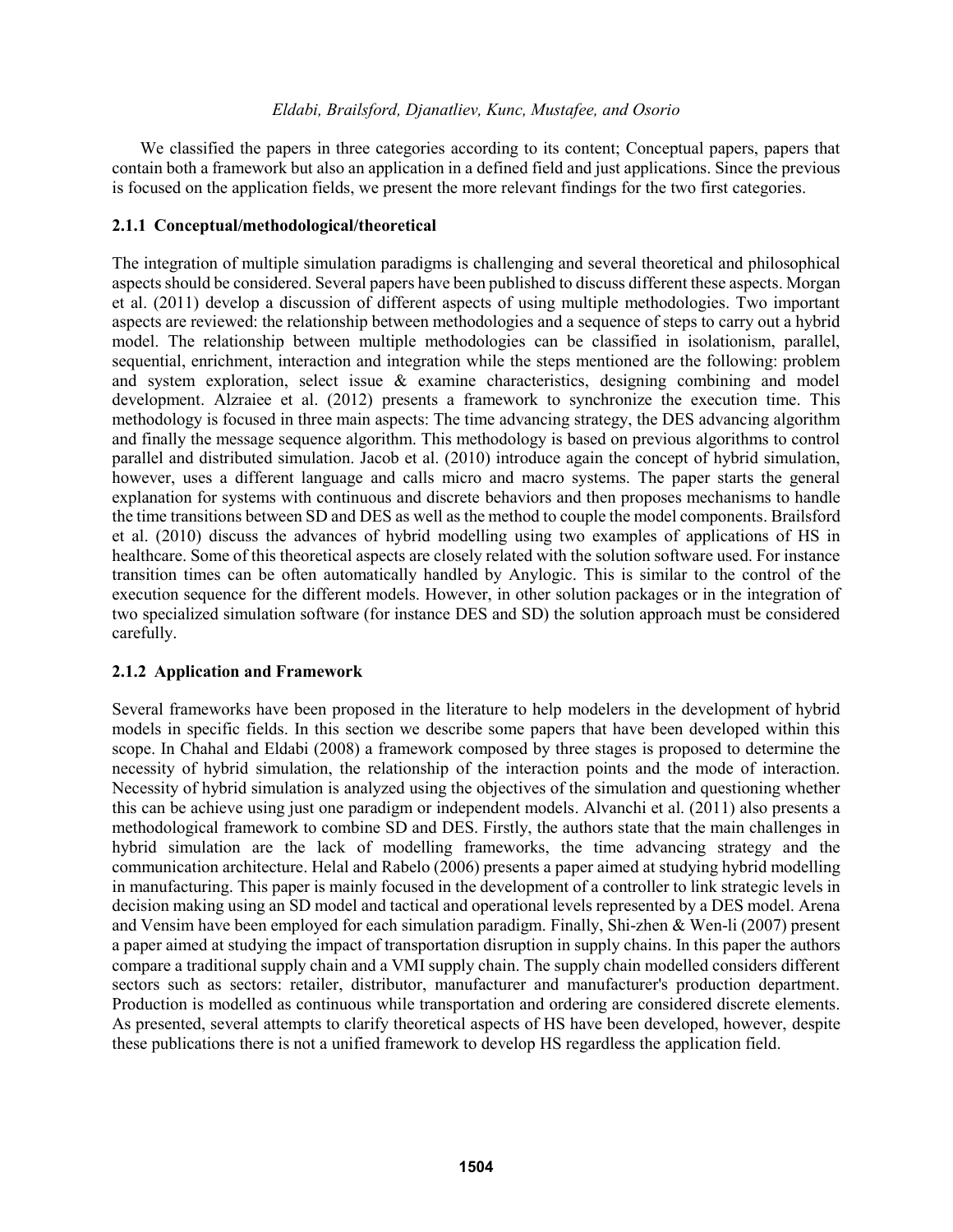We classified the papers in three categories according to its content; Conceptual papers, papers that contain both a framework but also an application in a defined field and just applications. Since the previous is focused on the application fields, we present the more relevant findings for the two first categories.

### 2.1.1 Conceptual/methodological/theoretical

The integration of multiple simulation paradigms is challenging and several theoretical and philosophical aspects should be considered. Several papers have been published to discuss different these aspects. Morgan et al. (2011) develop a discussion of different aspects of using multiple methodologies. Two important aspects are reviewed: the relationship between methodologies and a sequence of steps to carry out a hybrid model. The relationship between multiple methodologies can be classified in isolationism, parallel, sequential, enrichment, interaction and integration while the steps mentioned are the following: problem and system exploration, select issue & examine characteristics, designing combining and model development. Alzraiee et al. (2012) presents a framework to synchronize the execution time. This methodology is focused in three main aspects: The time advancing strategy, the DES advancing algorithm and finally the message sequence algorithm. This methodology is based on previous algorithms to control parallel and distributed simulation. Jacob et al. (2010) introduce again the concept of hybrid simulation, however, uses a different language and calls micro and macro systems. The paper starts the general explanation for systems with continuous and discrete behaviors and then proposes mechanisms to handle the time transitions between SD and DES as well as the method to couple the model components. Brailsford et al. (2010) discuss the advances of hybrid modelling using two examples of applications of HS in healthcare. Some of this theoretical aspects are closely related with the solution software used. For instance transition times can be often automatically handled by Anylogic. This is similar to the control of the execution sequence for the different models. However, in other solution packages or in the integration of two specialized simulation software (for instance DES and SD) the solution approach must be considered carefully.

### 2.1.2 Application and Framework

Several frameworks have been proposed in the literature to help modelers in the development of hybrid models in specific fields. In this section we describe some papers that have been developed within this scope. In Chahal and Eldabi (2008) a framework composed by three stages is proposed to determine the necessity of hybrid simulation, the relationship of the interaction points and the mode of interaction. Necessity of hybrid simulation is analyzed using the objectives of the simulation and questioning whether this can be achieve using just one paradigm or independent models. Alvanchi et al. (2011) also presents a methodological framework to combine SD and DES. Firstly, the authors state that the main challenges in hybrid simulation are the lack of modelling frameworks, the time advancing strategy and the communication architecture. Helal and Rabelo (2006) presents a paper aimed at studying hybrid modelling in manufacturing. This paper is mainly focused in the development of a controller to link strategic levels in decision making using an SD model and tactical and operational levels represented by a DES model. Arena and Vensim have been employed for each simulation paradigm. Finally, Shi-zhen & Wen-li (2007) present a paper aimed at studying the impact of transportation disruption in supply chains. In this paper the authors compare a traditional supply chain and a VMI supply chain. The supply chain modelled considers different sectors such as sectors: retailer, distributor, manufacturer and manufacturer's production department. Production is modelled as continuous while transportation and ordering are considered discrete elements. As presented, several attempts to clarify theoretical aspects of HS have been developed, however, despite these publications there is not a unified framework to develop HS regardless the application field.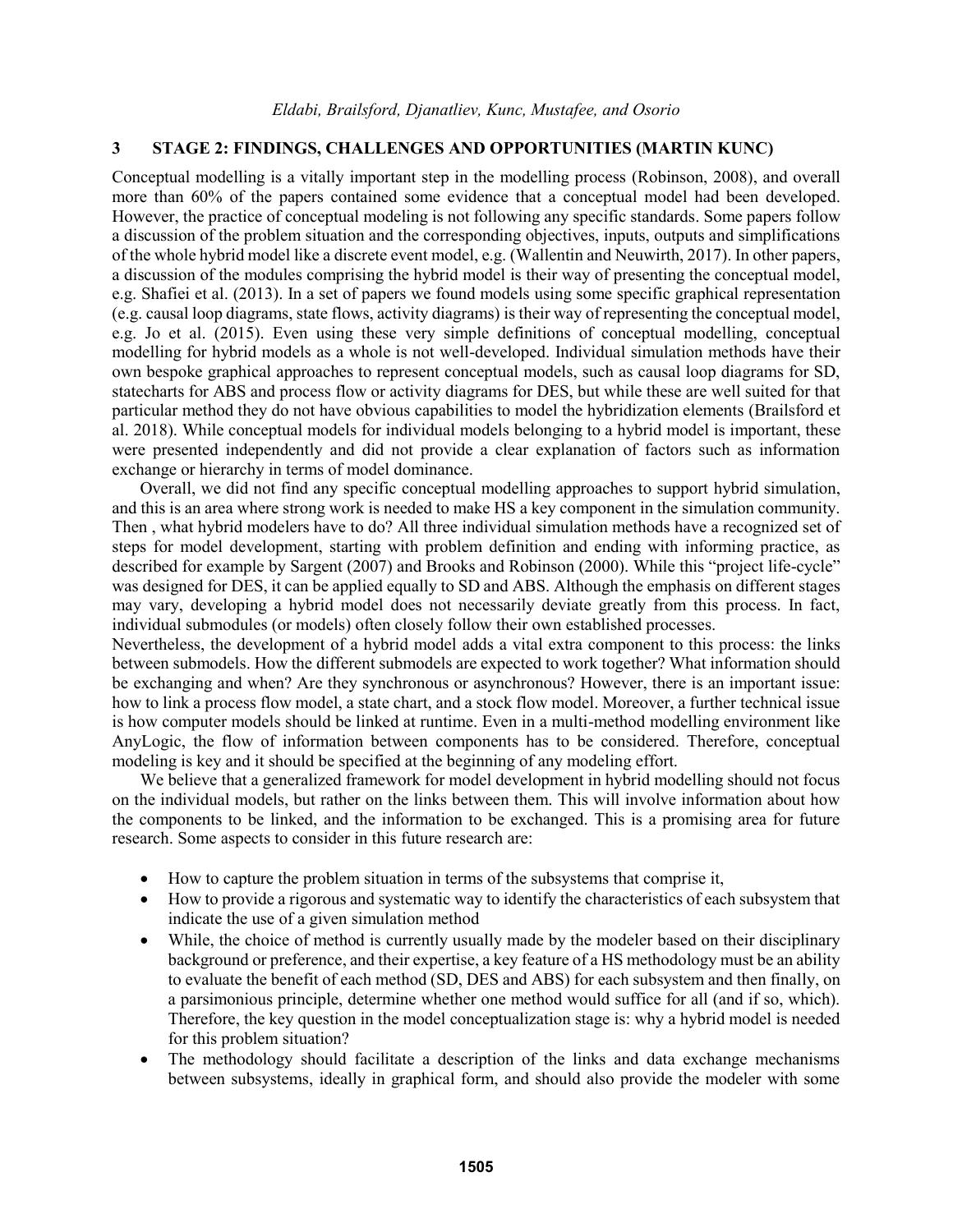## 3 STAGE 2: FINDINGS, CHALLENGES AND OPPORTUNITIES (MARTIN KUNC)

Conceptual modelling is a vitally important step in the modelling process (Robinson, 2008), and overall more than 60% of the papers contained some evidence that a conceptual model had been developed. However, the practice of conceptual modeling is not following any specific standards. Some papers follow a discussion of the problem situation and the corresponding objectives, inputs, outputs and simplifications of the whole hybrid model like a discrete event model, e.g. (Wallentin and Neuwirth, 2017). In other papers, a discussion of the modules comprising the hybrid model is their way of presenting the conceptual model, e.g. Shafiei et al. (2013). In a set of papers we found models using some specific graphical representation (e.g. causal loop diagrams, state flows, activity diagrams) is their way of representing the conceptual model, e.g. Jo et al. (2015). Even using these very simple definitions of conceptual modelling, conceptual modelling for hybrid models as a whole is not well-developed. Individual simulation methods have their own bespoke graphical approaches to represent conceptual models, such as causal loop diagrams for SD, statecharts for ABS and process flow or activity diagrams for DES, but while these are well suited for that particular method they do not have obvious capabilities to model the hybridization elements (Brailsford et al. 2018). While conceptual models for individual models belonging to a hybrid model is important, these were presented independently and did not provide a clear explanation of factors such as information exchange or hierarchy in terms of model dominance.

Overall, we did not find any specific conceptual modelling approaches to support hybrid simulation, and this is an area where strong work is needed to make HS a key component in the simulation community. Then , what hybrid modelers have to do? All three individual simulation methods have a recognized set of steps for model development, starting with problem definition and ending with informing practice, as described for example by Sargent (2007) and Brooks and Robinson (2000). While this "project life-cycle" was designed for DES, it can be applied equally to SD and ABS. Although the emphasis on different stages may vary, developing a hybrid model does not necessarily deviate greatly from this process. In fact, individual submodules (or models) often closely follow their own established processes.

Nevertheless, the development of a hybrid model adds a vital extra component to this process: the links between submodels. How the different submodels are expected to work together? What information should be exchanging and when? Are they synchronous or asynchronous? However, there is an important issue: how to link a process flow model, a state chart, and a stock flow model. Moreover, a further technical issue is how computer models should be linked at runtime. Even in a multi-method modelling environment like AnyLogic, the flow of information between components has to be considered. Therefore, conceptual modeling is key and it should be specified at the beginning of any modeling effort.

We believe that a generalized framework for model development in hybrid modelling should not focus on the individual models, but rather on the links between them. This will involve information about how the components to be linked, and the information to be exchanged. This is a promising area for future research. Some aspects to consider in this future research are:

- How to capture the problem situation in terms of the subsystems that comprise it,
- How to provide a rigorous and systematic way to identify the characteristics of each subsystem that indicate the use of a given simulation method
- While, the choice of method is currently usually made by the modeler based on their disciplinary background or preference, and their expertise, a key feature of a HS methodology must be an ability to evaluate the benefit of each method (SD, DES and ABS) for each subsystem and then finally, on a parsimonious principle, determine whether one method would suffice for all (and if so, which). Therefore, the key question in the model conceptualization stage is: why a hybrid model is needed for this problem situation?
- The methodology should facilitate a description of the links and data exchange mechanisms between subsystems, ideally in graphical form, and should also provide the modeler with some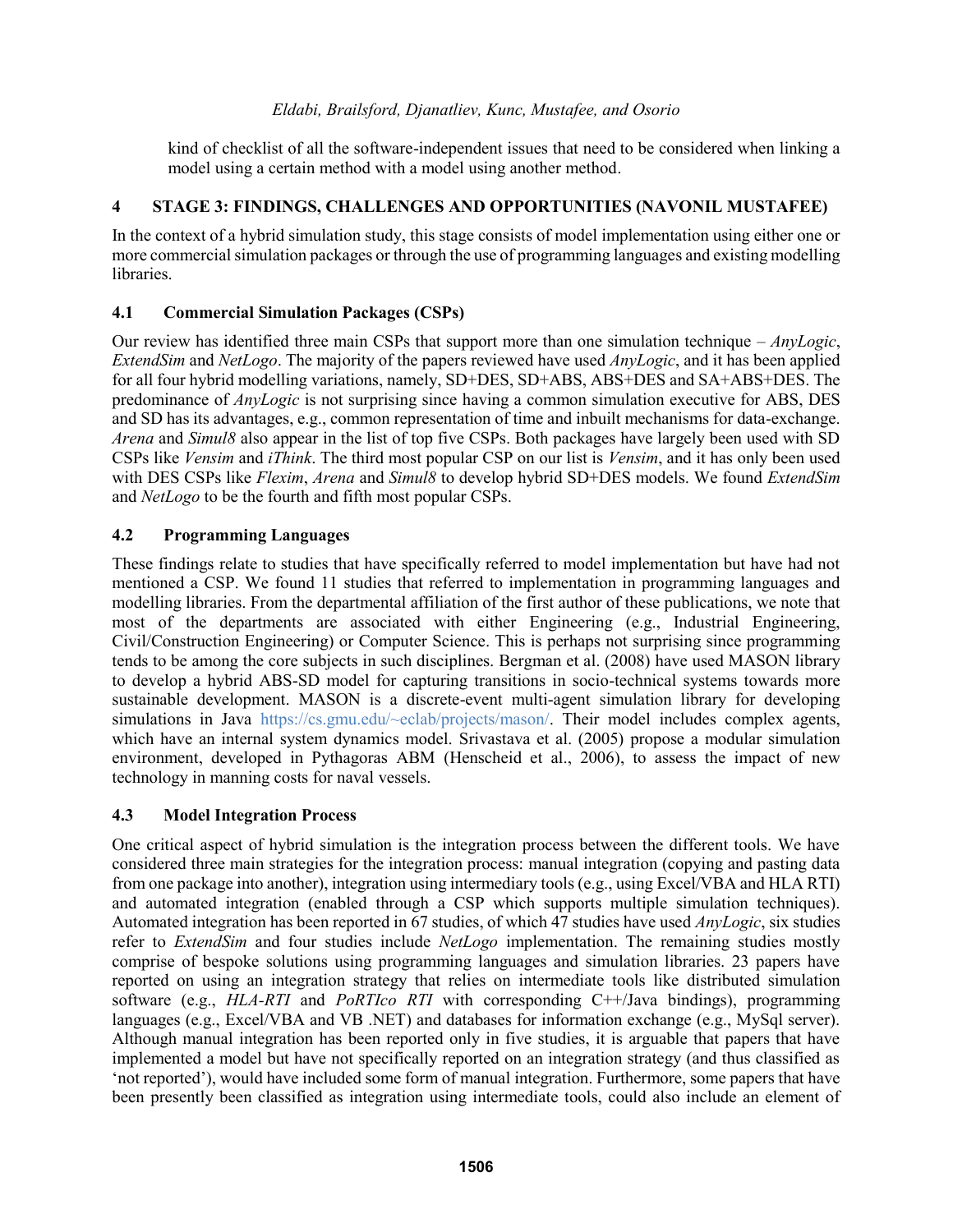kind of checklist of all the software-independent issues that need to be considered when linking a model using a certain method with a model using another method.

## 4 STAGE 3: FINDINGS, CHALLENGES AND OPPORTUNITIES (NAVONIL MUSTAFEE)

In the context of a hybrid simulation study, this stage consists of model implementation using either one or more commercial simulation packages or through the use of programming languages and existing modelling libraries.

### 4.1 Commercial Simulation Packages (CSPs)

Our review has identified three main CSPs that support more than one simulation technique – *AnyLogic*, *ExtendSim* and *NetLogo*. The majority of the papers reviewed have used *AnyLogic*, and it has been applied for all four hybrid modelling variations, namely, SD+DES, SD+ABS, ABS+DES and SA+ABS+DES. The predominance of *AnyLogic* is not surprising since having a common simulation executive for ABS, DES and SD has its advantages, e.g., common representation of time and inbuilt mechanisms for data-exchange. *Arena* and *Simul8* also appear in the list of top five CSPs. Both packages have largely been used with SD CSPs like *Vensim* and *iThink*. The third most popular CSP on our list is *Vensim*, and it has only been used with DES CSPs like *Flexim*, *Arena* and *Simul8* to develop hybrid SD+DES models. We found *ExtendSim* and *NetLogo* to be the fourth and fifth most popular CSPs.

### 4.2 Programming Languages

These findings relate to studies that have specifically referred to model implementation but have had not mentioned a CSP. We found 11 studies that referred to implementation in programming languages and modelling libraries. From the departmental affiliation of the first author of these publications, we note that most of the departments are associated with either Engineering (e.g., Industrial Engineering, Civil/Construction Engineering) or Computer Science. This is perhaps not surprising since programming tends to be among the core subjects in such disciplines. Bergman et al. (2008) have used MASON library to develop a hybrid ABS-SD model for capturing transitions in socio-technical systems towards more sustainable development. MASON is a discrete-event multi-agent simulation library for developing simulations in Java https://cs.gmu.edu/~eclab/projects/mason/. Their model includes complex agents, which have an internal system dynamics model. Srivastava et al. (2005) propose a modular simulation environment, developed in Pythagoras ABM (Henscheid et al., 2006), to assess the impact of new technology in manning costs for naval vessels.

### 4.3 Model Integration Process

One critical aspect of hybrid simulation is the integration process between the different tools. We have considered three main strategies for the integration process: manual integration (copying and pasting data from one package into another), integration using intermediary tools (e.g., using Excel/VBA and HLA RTI) and automated integration (enabled through a CSP which supports multiple simulation techniques). Automated integration has been reported in 67 studies, of which 47 studies have used *AnyLogic*, six studies refer to *ExtendSim* and four studies include *NetLogo* implementation. The remaining studies mostly comprise of bespoke solutions using programming languages and simulation libraries. 23 papers have reported on using an integration strategy that relies on intermediate tools like distributed simulation software (e.g., *HLA-RTI* and *PoRTIco RTI* with corresponding C++/Java bindings), programming languages (e.g., Excel/VBA and VB .NET) and databases for information exchange (e.g., MySql server). Although manual integration has been reported only in five studies, it is arguable that papers that have implemented a model but have not specifically reported on an integration strategy (and thus classified as 'not reported'), would have included some form of manual integration. Furthermore, some papers that have been presently been classified as integration using intermediate tools, could also include an element of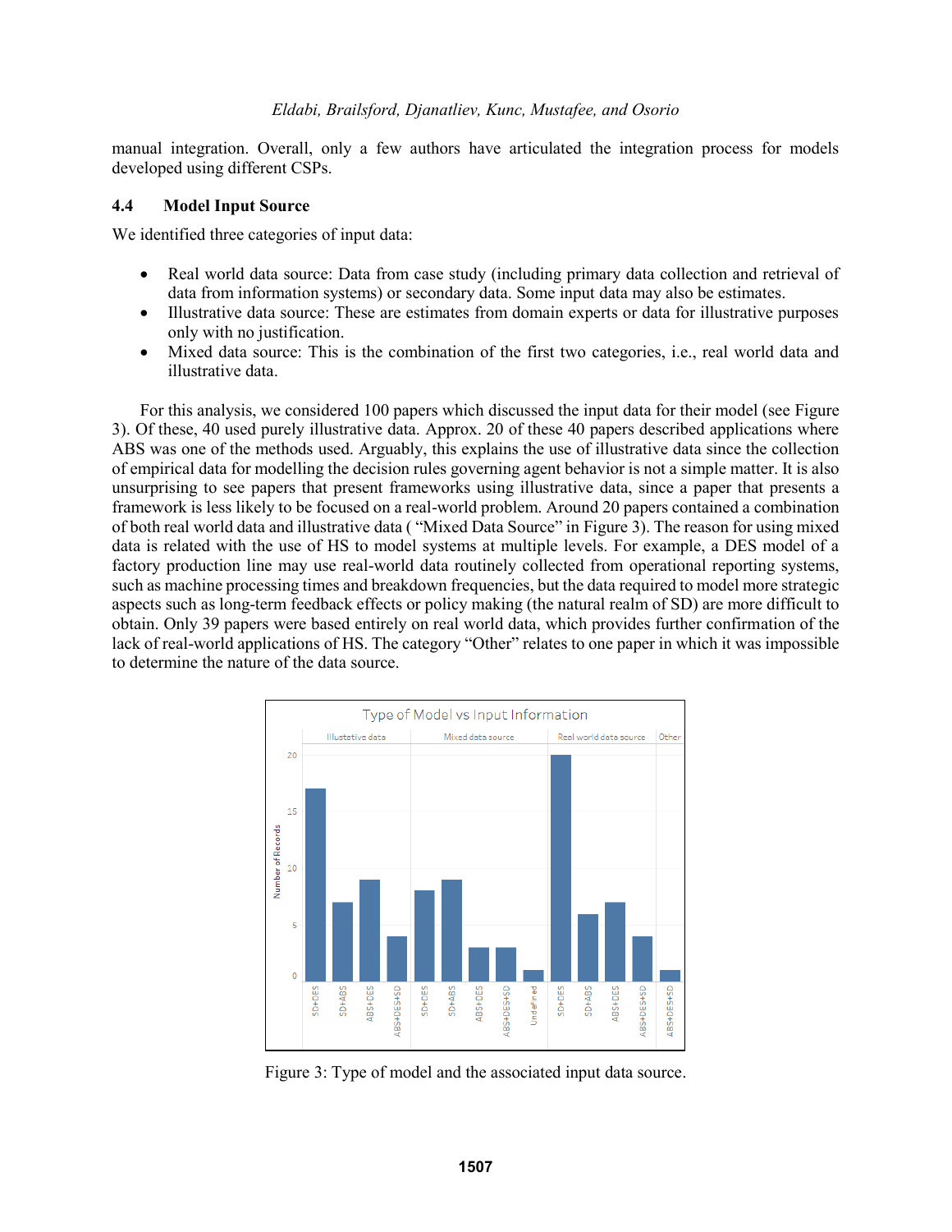manual integration. Overall, only a few authors have articulated the integration process for models developed using different CSPs.

### 4.4 Model Input Source

We identified three categories of input data:

- Real world data source: Data from case study (including primary data collection and retrieval of data from information systems) or secondary data. Some input data may also be estimates.
- Illustrative data source: These are estimates from domain experts or data for illustrative purposes only with no justification.
- Mixed data source: This is the combination of the first two categories, i.e., real world data and illustrative data.

For this analysis, we considered 100 papers which discussed the input data for their model (see Figure 3). Of these, 40 used purely illustrative data. Approx. 20 of these 40 papers described applications where ABS was one of the methods used. Arguably, this explains the use of illustrative data since the collection of empirical data for modelling the decision rules governing agent behavior is not a simple matter. It is also unsurprising to see papers that present frameworks using illustrative data, since a paper that presents a framework is less likely to be focused on a real-world problem. Around 20 papers contained a combination of both real world data and illustrative data ( "Mixed Data Source" in Figure 3). The reason for using mixed data is related with the use of HS to model systems at multiple levels. For example, a DES model of a factory production line may use real-world data routinely collected from operational reporting systems, such as machine processing times and breakdown frequencies, but the data required to model more strategic aspects such as long-term feedback effects or policy making (the natural realm of SD) are more difficult to obtain. Only 39 papers were based entirely on real world data, which provides further confirmation of the lack of real-world applications of HS. The category "Other" relates to one paper in which it was impossible to determine the nature of the data source.

Figure 3: Type of model and the associated input data source.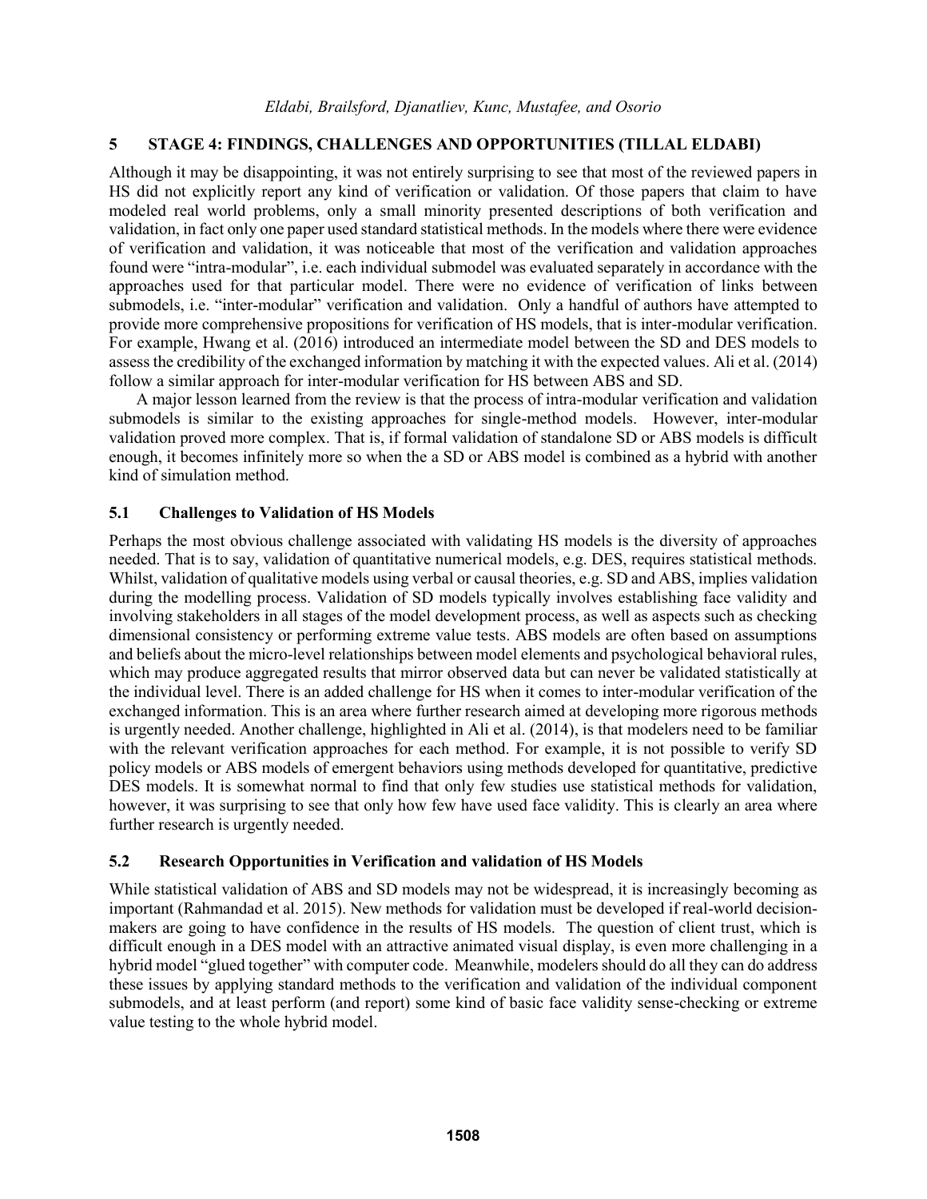## 5 STAGE 4: FINDINGS, CHALLENGES AND OPPORTUNITIES (TILLAL ELDABI)

Although it may be disappointing, it was not entirely surprising to see that most of the reviewed papers in HS did not explicitly report any kind of verification or validation. Of those papers that claim to have modeled real world problems, only a small minority presented descriptions of both verification and validation, in fact only one paper used standard statistical methods. In the models where there were evidence of verification and validation, it was noticeable that most of the verification and validation approaches found were "intra-modular", i.e. each individual submodel was evaluated separately in accordance with the approaches used for that particular model. There were no evidence of verification of links between submodels, i.e. "inter-modular" verification and validation. Only a handful of authors have attempted to provide more comprehensive propositions for verification of HS models, that is inter-modular verification. For example, Hwang et al. (2016) introduced an intermediate model between the SD and DES models to assess the credibility of the exchanged information by matching it with the expected values. Ali et al. (2014) follow a similar approach for inter-modular verification for HS between ABS and SD.

A major lesson learned from the review is that the process of intra-modular verification and validation submodels is similar to the existing approaches for single-method models. However, inter-modular validation proved more complex. That is, if formal validation of standalone SD or ABS models is difficult enough, it becomes infinitely more so when the a SD or ABS model is combined as a hybrid with another kind of simulation method.

### 5.1 Challenges to Validation of HS Models

Perhaps the most obvious challenge associated with validating HS models is the diversity of approaches needed. That is to say, validation of quantitative numerical models, e.g. DES, requires statistical methods. Whilst, validation of qualitative models using verbal or causal theories, e.g. SD and ABS, implies validation during the modelling process. Validation of SD models typically involves establishing face validity and involving stakeholders in all stages of the model development process, as well as aspects such as checking dimensional consistency or performing extreme value tests. ABS models are often based on assumptions and beliefs about the micro-level relationships between model elements and psychological behavioral rules, which may produce aggregated results that mirror observed data but can never be validated statistically at the individual level. There is an added challenge for HS when it comes to inter-modular verification of the exchanged information. This is an area where further research aimed at developing more rigorous methods is urgently needed. Another challenge, highlighted in Ali et al. (2014), is that modelers need to be familiar with the relevant verification approaches for each method. For example, it is not possible to verify SD policy models or ABS models of emergent behaviors using methods developed for quantitative, predictive DES models. It is somewhat normal to find that only few studies use statistical methods for validation, however, it was surprising to see that only how few have used face validity. This is clearly an area where further research is urgently needed.

### 5.2 Research Opportunities in Verification and validation of HS Models

While statistical validation of ABS and SD models may not be widespread, it is increasingly becoming as important (Rahmandad et al. 2015). New methods for validation must be developed if real-world decision-makers are going to have confidence in the results of HS models. The question of client trust, which is difficult enough in a DES model with an attractive animated visual display, is even more challenging in a hybrid model "glued together" with computer code. Meanwhile, modelers should do all they can do address these issues by applying standard methods to the verification and validation of the individual component submodels, and at least perform (and report) some kind of basic face validity sense-checking or extreme value testing to the whole hybrid model.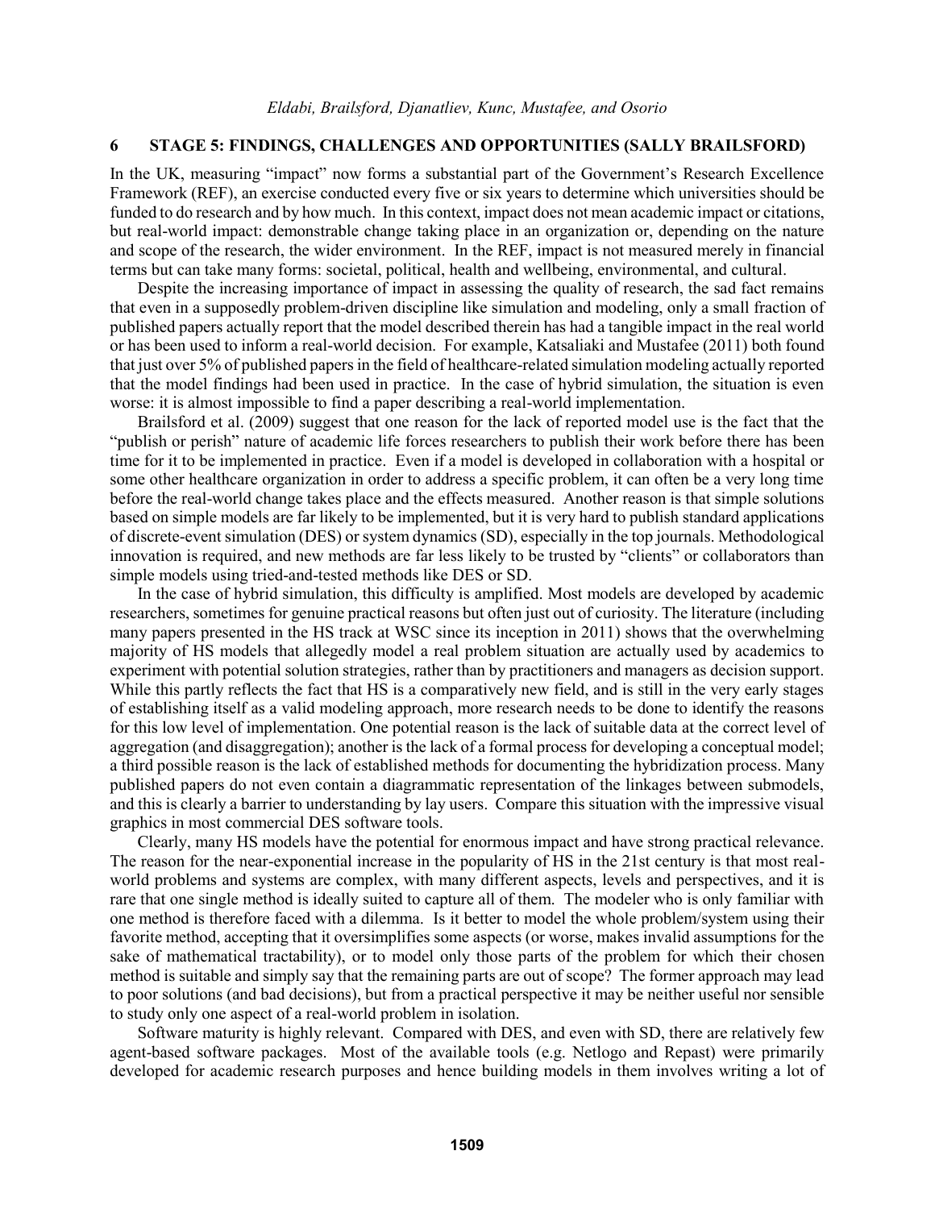## 6 STAGE 5: FINDINGS, CHALLENGES AND OPPORTUNITIES (SALLY BRAILSFORD)

In the UK, measuring "impact" now forms a substantial part of the Government's Research Excellence Framework (REF), an exercise conducted every five or six years to determine which universities should be funded to do research and by how much. In this context, impact does not mean academic impact or citations, but real-world impact: demonstrable change taking place in an organization or, depending on the nature and scope of the research, the wider environment. In the REF, impact is not measured merely in financial terms but can take many forms: societal, political, health and wellbeing, environmental, and cultural.

Despite the increasing importance of impact in assessing the quality of research, the sad fact remains that even in a supposedly problem-driven discipline like simulation and modeling, only a small fraction of published papers actually report that the model described therein has had a tangible impact in the real world or has been used to inform a real-world decision. For example, Katsaliaki and Mustafee (2011) both found that just over 5% of published papers in the field of healthcare-related simulation modeling actually reported that the model findings had been used in practice. In the case of hybrid simulation, the situation is even worse: it is almost impossible to find a paper describing a real-world implementation.

Brailsford et al. (2009) suggest that one reason for the lack of reported model use is the fact that the "publish or perish" nature of academic life forces researchers to publish their work before there has been time for it to be implemented in practice. Even if a model is developed in collaboration with a hospital or some other healthcare organization in order to address a specific problem, it can often be a very long time before the real-world change takes place and the effects measured. Another reason is that simple solutions based on simple models are far likely to be implemented, but it is very hard to publish standard applications of discrete-event simulation (DES) or system dynamics (SD), especially in the top journals. Methodological innovation is required, and new methods are far less likely to be trusted by "clients" or collaborators than simple models using tried-and-tested methods like DES or SD.

In the case of hybrid simulation, this difficulty is amplified. Most models are developed by academic researchers, sometimes for genuine practical reasons but often just out of curiosity. The literature (including many papers presented in the HS track at WSC since its inception in 2011) shows that the overwhelming majority of HS models that allegedly model a real problem situation are actually used by academics to experiment with potential solution strategies, rather than by practitioners and managers as decision support. While this partly reflects the fact that HS is a comparatively new field, and is still in the very early stages of establishing itself as a valid modeling approach, more research needs to be done to identify the reasons for this low level of implementation. One potential reason is the lack of suitable data at the correct level of aggregation (and disaggregation); another is the lack of a formal process for developing a conceptual model; a third possible reason is the lack of established methods for documenting the hybridization process. Many published papers do not even contain a diagrammatic representation of the linkages between submodels, and this is clearly a barrier to understanding by lay users. Compare this situation with the impressive visual graphics in most commercial DES software tools.

Clearly, many HS models have the potential for enormous impact and have strong practical relevance. The reason for the near-exponential increase in the popularity of HS in the 21st century is that most real-world problems and systems are complex, with many different aspects, levels and perspectives, and it is rare that one single method is ideally suited to capture all of them. The modeler who is only familiar with one method is therefore faced with a dilemma. Is it better to model the whole problem/system using their favorite method, accepting that it oversimplifies some aspects (or worse, makes invalid assumptions for the sake of mathematical tractability), or to model only those parts of the problem for which their chosen method is suitable and simply say that the remaining parts are out of scope? The former approach may lead to poor solutions (and bad decisions), but from a practical perspective it may be neither useful nor sensible to study only one aspect of a real-world problem in isolation.

Software maturity is highly relevant. Compared with DES, and even with SD, there are relatively few agent-based software packages. Most of the available tools (e.g. Netlogo and Repast) were primarily developed for academic research purposes and hence building models in them involves writing a lot of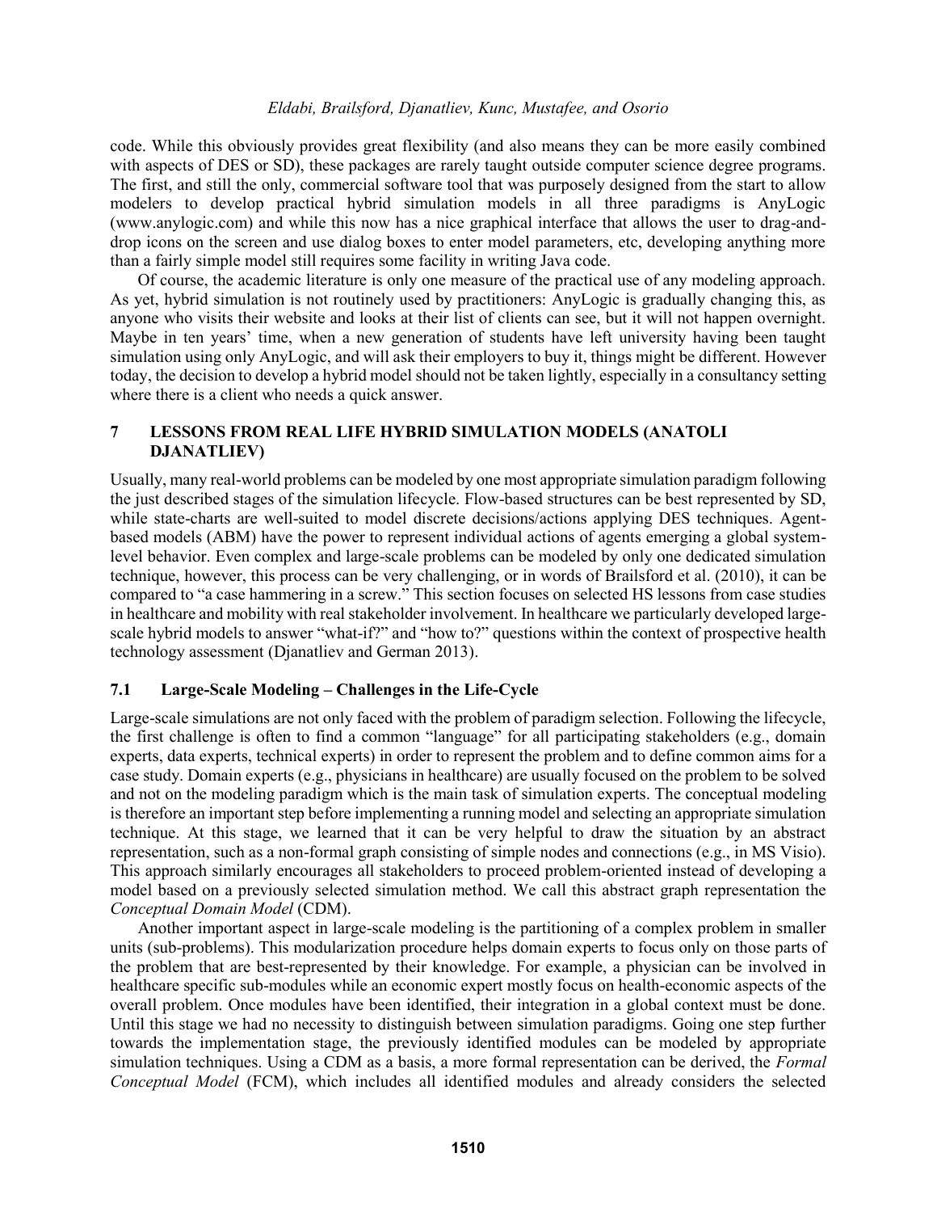code. While this obviously provides great flexibility (and also means they can be more easily combined with aspects of DES or SD), these packages are rarely taught outside computer science degree programs. The first, and still the only, commercial software tool that was purposely designed from the start to allow modelers to develop practical hybrid simulation models in all three paradigms is AnyLogic (www.anylogic.com) and while this now has a nice graphical interface that allows the user to drag-and-drop icons on the screen and use dialog boxes to enter model parameters, etc, developing anything more than a fairly simple model still requires some facility in writing Java code.

Of course, the academic literature is only one measure of the practical use of any modeling approach. As yet, hybrid simulation is not routinely used by practitioners: AnyLogic is gradually changing this, as anyone who visits their website and looks at their list of clients can see, but it will not happen overnight. Maybe in ten years' time, when a new generation of students have left university having been taught simulation using only AnyLogic, and will ask their employers to buy it, things might be different. However today, the decision to develop a hybrid model should not be taken lightly, especially in a consultancy setting where there is a client who needs a quick answer.

## 7 LESSONS FROM REAL LIFE HYBRID SIMULATION MODELS (ANATOLI DJANATLIEV)

Usually, many real-world problems can be modeled by one most appropriate simulation paradigm following the just described stages of the simulation lifecycle. Flow-based structures can be best represented by SD, while state-charts are well-suited to model discrete decisions/actions applying DES techniques. Agent-based models (ABM) have the power to represent individual actions of agents emerging a global system-level behavior. Even complex and large-scale problems can be modeled by only one dedicated simulation technique, however, this process can be very challenging, or in words of Brailsford et al. (2010), it can be compared to "a case hammering in a screw." This section focuses on selected HS lessons from case studies in healthcare and mobility with real stakeholder involvement. In healthcare we particularly developed large-scale hybrid models to answer "what-if?" and "how to?" questions within the context of prospective health technology assessment (Djanatliev and German 2013).

### 7.1 Large-Scale Modeling – Challenges in the Life-Cycle

Large-scale simulations are not only faced with the problem of paradigm selection. Following the lifecycle, the first challenge is often to find a common "language" for all participating stakeholders (e.g., domain experts, data experts, technical experts) in order to represent the problem and to define common aims for a case study. Domain experts (e.g., physicians in healthcare) are usually focused on the problem to be solved and not on the modeling paradigm which is the main task of simulation experts. The conceptual modeling is therefore an important step before implementing a running model and selecting an appropriate simulation technique. At this stage, we learned that it can be very helpful to draw the situation by an abstract representation, such as a non-formal graph consisting of simple nodes and connections (e.g., in MS Visio). This approach similarly encourages all stakeholders to proceed problem-oriented instead of developing a model based on a previously selected simulation method. We call this abstract graph representation the *Conceptual Domain Model* (CDM).

Another important aspect in large-scale modeling is the partitioning of a complex problem in smaller units (sub-problems). This modularization procedure helps domain experts to focus only on those parts of the problem that are best-represented by their knowledge. For example, a physician can be involved in healthcare specific sub-modules while an economic expert mostly focus on health-economic aspects of the overall problem. Once modules have been identified, their integration in a global context must be done. Until this stage we had no necessity to distinguish between simulation paradigms. Going one step further towards the implementation stage, the previously identified modules can be modeled by appropriate simulation techniques. Using a CDM as a basis, a more formal representation can be derived, the *Formal Conceptual Model* (FCM), which includes all identified modules and already considers the selected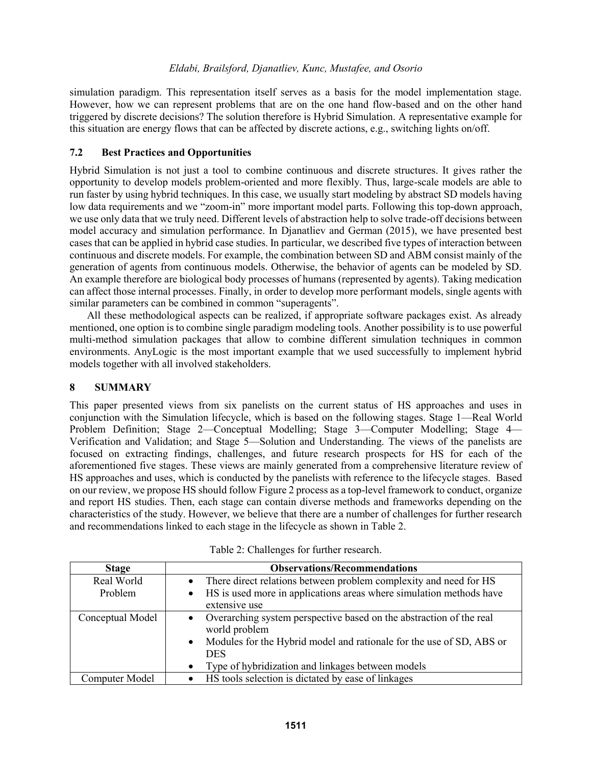simulation paradigm. This representation itself serves as a basis for the model implementation stage. However, how we can represent problems that are on the one hand flow-based and on the other hand triggered by discrete decisions? The solution therefore is Hybrid Simulation. A representative example for this situation are energy flows that can be affected by discrete actions, e.g., switching lights on/off.

### 7.2 Best Practices and Opportunities

Hybrid Simulation is not just a tool to combine continuous and discrete structures. It gives rather the opportunity to develop models problem-oriented and more flexibly. Thus, large-scale models are able to run faster by using hybrid techniques. In this case, we usually start modeling by abstract SD models having low data requirements and we "zoom-in" more important model parts. Following this top-down approach, we use only data that we truly need. Different levels of abstraction help to solve trade-off decisions between model accuracy and simulation performance. In Djanatliev and German (2015), we have presented best cases that can be applied in hybrid case studies. In particular, we described five types of interaction between continuous and discrete models. For example, the combination between SD and ABM consist mainly of the generation of agents from continuous models. Otherwise, the behavior of agents can be modeled by SD. An example therefore are biological body processes of humans (represented by agents). Taking medication can affect those internal processes. Finally, in order to develop more performant models, single agents with similar parameters can be combined in common "superagents".

All these methodological aspects can be realized, if appropriate software packages exist. As already mentioned, one option is to combine single paradigm modeling tools. Another possibility is to use powerful multi-method simulation packages that allow to combine different simulation techniques in common environments. AnyLogic is the most important example that we used successfully to implement hybrid models together with all involved stakeholders.

## 8 SUMMARY

This paper presented views from six panelists on the current status of HS approaches and uses in conjunction with the Simulation lifecycle, which is based on the following stages. Stage 1—Real World Problem Definition; Stage 2—Conceptual Modelling; Stage 3—Computer Modelling; Stage 4—Verification and Validation; and Stage 5—Solution and Understanding. The views of the panelists are focused on extracting findings, challenges, and future research prospects for HS for each of the aforementioned five stages. These views are mainly generated from a comprehensive literature review of HS approaches and uses, which is conducted by the panelists with reference to the lifecycle stages. Based on our review, we propose HS should follow Figure 2 process as a top-level framework to conduct, organize and report HS studies. Then, each stage can contain diverse methods and frameworks depending on the characteristics of the study. However, we believe that there are a number of challenges for further research and recommendations linked to each stage in the lifecycle as shown in Table 2.

Table 2: Challenges for further research.

| Stage | Observations/Recommendations |
|---|---|
| Real World Problem | • There direct relations between problem complexity and need for HS<br>• HS is used more in applications areas where simulation methods have extensive use |
| Conceptual Model | • Overarching system perspective based on the abstraction of the real world problem<br>• Modules for the Hybrid model and rationale for the use of SD, ABS or DES<br>• Type of hybridization and linkages between models |
| Computer Model | • HS tools selection is dictated by ease of linkages |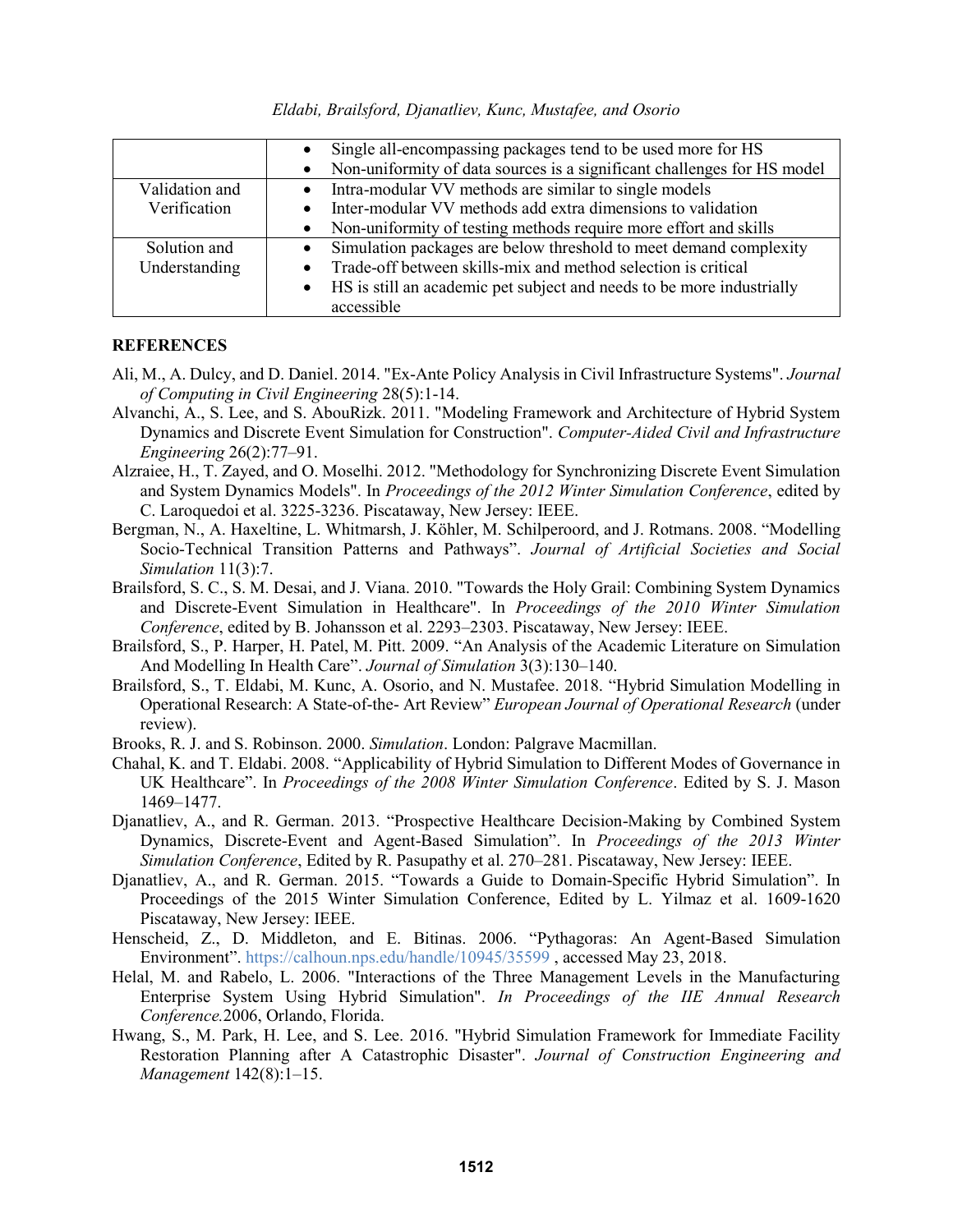| | |
|---|---|
| | • Single all-encompassing packages tend to be used more for HS<br>• Non-uniformity of data sources is a significant challenges for HS model |
| Validation and Verification | • Intra-modular VV methods are similar to single models<br>• Inter-modular VV methods add extra dimensions to validation<br>• Non-uniformity of testing methods require more effort and skills |
| Solution and Understanding | • Simulation packages are below threshold to meet demand complexity<br>• Trade-off between skills-mix and method selection is critical<br>• HS is still an academic pet subject and needs to be more industrially accessible |

## REFERENCES

Ali, M., A. Dulcy, and D. Daniel. 2014. "Ex-Ante Policy Analysis in Civil Infrastructure Systems". *Journal of Computing in Civil Engineering* 28(5):1-14.

Alvanchi, A., S. Lee, and S. AbouRizk. 2011. "Modeling Framework and Architecture of Hybrid System Dynamics and Discrete Event Simulation for Construction". *Computer-Aided Civil and Infrastructure Engineering* 26(2):77–91.

Alzraiee, H., T. Zayed, and O. Moselhi. 2012. "Methodology for Synchronizing Discrete Event Simulation and System Dynamics Models". In *Proceedings of the 2012 Winter Simulation Conference*, edited by C. Laroquedoi et al. 3225-3236. Piscataway, New Jersey: IEEE.

Bergman, N., A. Haxeltine, L. Whitmarsh, J. Köhler, M. Schilperoord, and J. Rotmans. 2008. "Modelling Socio-Technical Transition Patterns and Pathways". *Journal of Artificial Societies and Social Simulation* 11(3):7.

Brailsford, S. C., S. M. Desai, and J. Viana. 2010. "Towards the Holy Grail: Combining System Dynamics and Discrete-Event Simulation in Healthcare". In *Proceedings of the 2010 Winter Simulation Conference*, edited by B. Johansson et al. 2293–2303. Piscataway, New Jersey: IEEE.

Brailsford, S., P. Harper, H. Patel, M. Pitt. 2009. "An Analysis of the Academic Literature on Simulation And Modelling In Health Care". *Journal of Simulation* 3(3):130–140.

Brailsford, S., T. Eldabi, M. Kunc, A. Osorio, and N. Mustafee. 2018. "Hybrid Simulation Modelling in Operational Research: A State-of-the- Art Review" *European Journal of Operational Research* (under review).

Brooks, R. J. and S. Robinson. 2000. *Simulation*. London: Palgrave Macmillan.

Chahal, K. and T. Eldabi. 2008. "Applicability of Hybrid Simulation to Different Modes of Governance in UK Healthcare". In *Proceedings of the 2008 Winter Simulation Conference*. Edited by S. J. Mason 1469–1477.

Djanatliev, A., and R. German. 2013. "Prospective Healthcare Decision-Making by Combined System Dynamics, Discrete-Event and Agent-Based Simulation". In *Proceedings of the 2013 Winter Simulation Conference*, Edited by R. Pasupathy et al. 270–281. Piscataway, New Jersey: IEEE.

Djanatliev, A., and R. German. 2015. "Towards a Guide to Domain-Specific Hybrid Simulation". In Proceedings of the 2015 Winter Simulation Conference, Edited by L. Yilmaz et al. 1609-1620 Piscataway, New Jersey: IEEE.

Henscheid, Z., D. Middleton, and E. Bitinas. 2006. "Pythagoras: An Agent-Based Simulation Environment". https://calhoun.nps.edu/handle/10945/35599 , accessed May 23, 2018.

Helal, M. and Rabelo, L. 2006. "Interactions of the Three Management Levels in the Manufacturing Enterprise System Using Hybrid Simulation". *In Proceedings of the IIE Annual Research Conference.*2006, Orlando, Florida.

Hwang, S., M. Park, H. Lee, and S. Lee. 2016. "Hybrid Simulation Framework for Immediate Facility Restoration Planning after A Catastrophic Disaster". *Journal of Construction Engineering and Management* 142(8):1–15.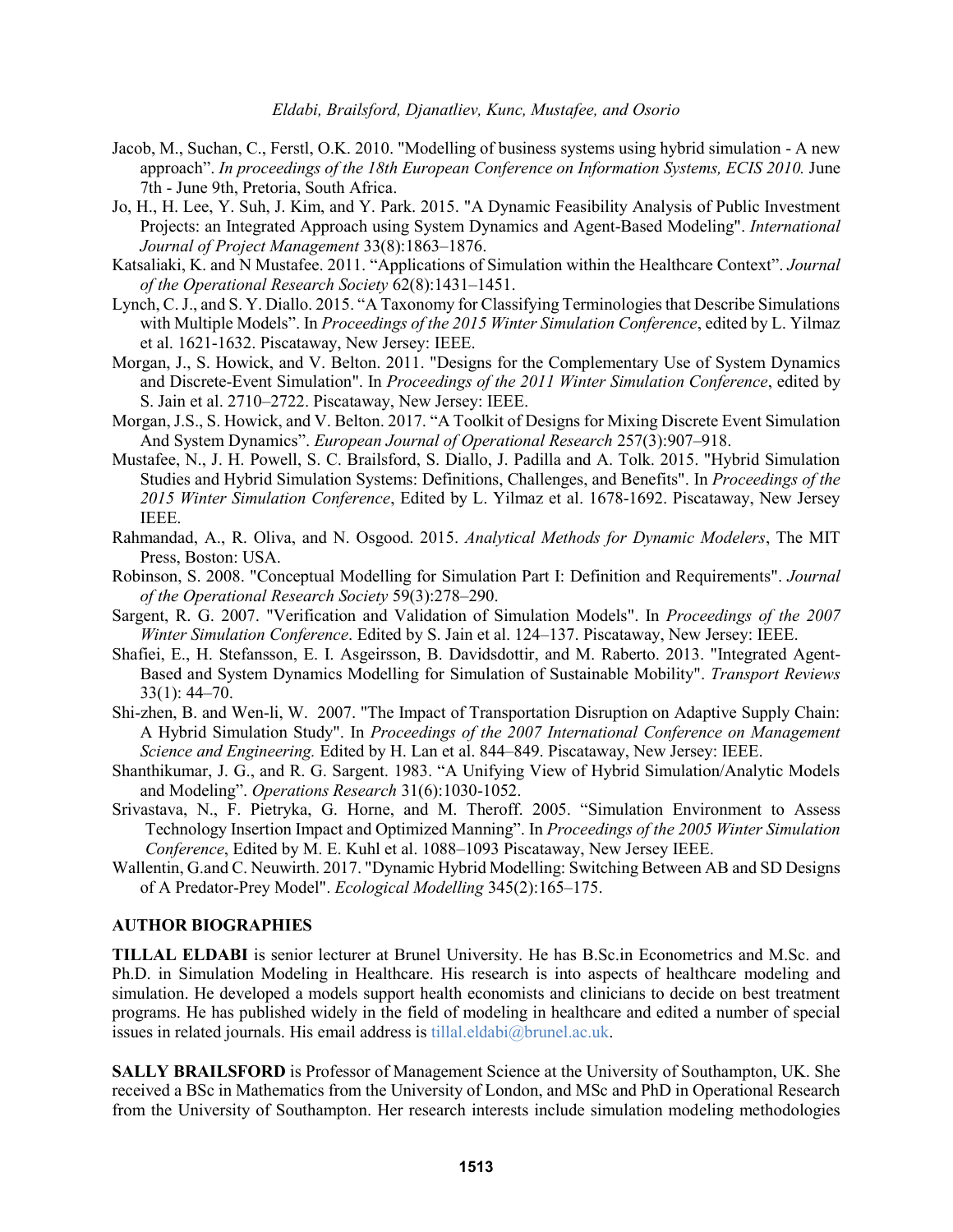Jacob, M., Suchan, C., Ferstl, O.K. 2010. "Modelling of business systems using hybrid simulation - A new approach”. *In proceedings of the 18th European Conference on Information Systems, ECIS 2010.* June 7th - June 9th, Pretoria, South Africa.

Jo, H., H. Lee, Y. Suh, J. Kim, and Y. Park. 2015. "A Dynamic Feasibility Analysis of Public Investment Projects: an Integrated Approach using System Dynamics and Agent-Based Modeling". *International Journal of Project Management* 33(8):1863–1876.

Katsaliaki, K. and N Mustafee. 2011. “Applications of Simulation within the Healthcare Context”. *Journal of the Operational Research Society* 62(8):1431–1451.

Lynch, C. J., and S. Y. Diallo. 2015. “A Taxonomy for Classifying Terminologies that Describe Simulations with Multiple Models”. In *Proceedings of the 2015 Winter Simulation Conference*, edited by L. Yilmaz et al. 1621-1632. Piscataway, New Jersey: IEEE.

Morgan, J., S. Howick, and V. Belton. 2011. "Designs for the Complementary Use of System Dynamics and Discrete-Event Simulation". In *Proceedings of the 2011 Winter Simulation Conference*, edited by S. Jain et al. 2710–2722. Piscataway, New Jersey: IEEE.

Morgan, J.S., S. Howick, and V. Belton. 2017. “A Toolkit of Designs for Mixing Discrete Event Simulation And System Dynamics”. *European Journal of Operational Research* 257(3):907–918.

Mustafee, N., J. H. Powell, S. C. Brailsford, S. Diallo, J. Padilla and A. Tolk. 2015. "Hybrid Simulation Studies and Hybrid Simulation Systems: Definitions, Challenges, and Benefits". In *Proceedings of the 2015 Winter Simulation Conference*, Edited by L. Yilmaz et al. 1678-1692. Piscataway, New Jersey IEEE.

Rahmandad, A., R. Oliva, and N. Osgood. 2015. *Analytical Methods for Dynamic Modelers*, The MIT Press, Boston: USA.

Robinson, S. 2008. "Conceptual Modelling for Simulation Part I: Definition and Requirements". *Journal of the Operational Research Society* 59(3):278–290.

Sargent, R. G. 2007. "Verification and Validation of Simulation Models". In *Proceedings of the 2007 Winter Simulation Conference*. Edited by S. Jain et al. 124–137. Piscataway, New Jersey: IEEE.

Shafiei, E., H. Stefansson, E. I. Asgeirsson, B. Davidsdottir, and M. Raberto. 2013. "Integrated Agent-Based and System Dynamics Modelling for Simulation of Sustainable Mobility". *Transport Reviews* 33(1): 44–70.

Shi-zhen, B. and Wen-li, W. 2007. "The Impact of Transportation Disruption on Adaptive Supply Chain: A Hybrid Simulation Study". In *Proceedings of the 2007 International Conference on Management Science and Engineering.* Edited by H. Lan et al. 844–849. Piscataway, New Jersey: IEEE.

Shanthikumar, J. G., and R. G. Sargent. 1983. “A Unifying View of Hybrid Simulation/Analytic Models and Modeling”. *Operations Research* 31(6):1030-1052.

Srivastava, N., F. Pietryka, G. Horne, and M. Theroff. 2005. “Simulation Environment to Assess Technology Insertion Impact and Optimized Manning”. In *Proceedings of the 2005 Winter Simulation Conference*, Edited by M. E. Kuhl et al. 1088–1093 Piscataway, New Jersey IEEE.

Wallentin, G.and C. Neuwirth. 2017. "Dynamic Hybrid Modelling: Switching Between AB and SD Designs of A Predator-Prey Model". *Ecological Modelling* 345(2):165–175.

## AUTHOR BIOGRAPHIES

**TILLAL ELDABI** is senior lecturer at Brunel University. He has B.Sc.in Econometrics and M.Sc. and Ph.D. in Simulation Modeling in Healthcare. His research is into aspects of healthcare modeling and simulation. He developed a models support health economists and clinicians to decide on best treatment programs. He has published widely in the field of modeling in healthcare and edited a number of special issues in related journals. His email address is tillal.eldabi@brunel.ac.uk.

**SALLY BRAILSFORD** is Professor of Management Science at the University of Southampton, UK. She received a BSc in Mathematics from the University of London, and MSc and PhD in Operational Research from the University of Southampton. Her research interests include simulation modeling methodologies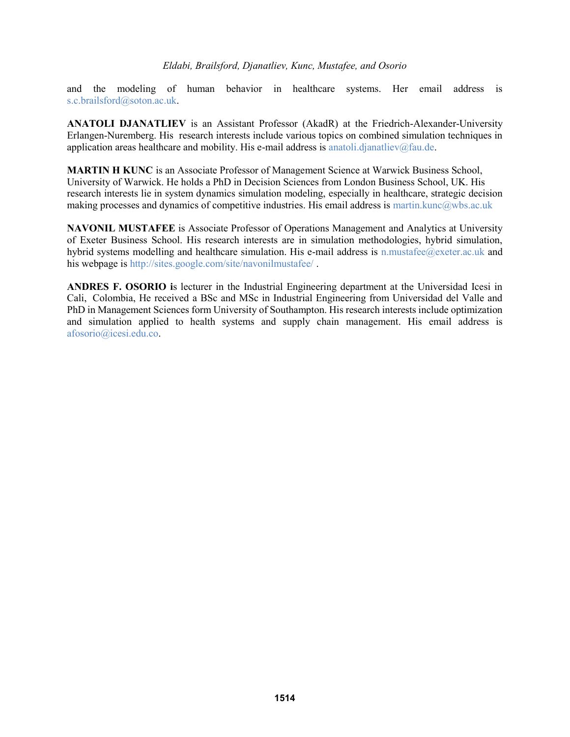and the modeling of human behavior in healthcare systems. Her email address is s.c.brailsford@soton.ac.uk.

**ANATOLI DJANATLIEV** is an Assistant Professor (AkadR) at the Friedrich-Alexander-University Erlangen-Nuremberg. His research interests include various topics on combined simulation techniques in application areas healthcare and mobility. His e-mail address is anatoli.djanatliev@fau.de.

**MARTIN H KUNC** is an Associate Professor of Management Science at Warwick Business School, University of Warwick. He holds a PhD in Decision Sciences from London Business School, UK. His research interests lie in system dynamics simulation modeling, especially in healthcare, strategic decision making processes and dynamics of competitive industries. His email address is martin.kunc@wbs.ac.uk

**NAVONIL MUSTAFEE** is Associate Professor of Operations Management and Analytics at University of Exeter Business School. His research interests are in simulation methodologies, hybrid simulation, hybrid systems modelling and healthcare simulation. His e-mail address is n.mustafee@exeter.ac.uk and his webpage is http://sites.google.com/site/navonilmustafee/ .

**ANDRES F. OSORIO i**s lecturer in the Industrial Engineering department at the Universidad Icesi in Cali, Colombia, He received a BSc and MSc in Industrial Engineering from Universidad del Valle and PhD in Management Sciences form University of Southampton. His research interests include optimization and simulation applied to health systems and supply chain management. His email address is afosorio@icesi.edu.co.